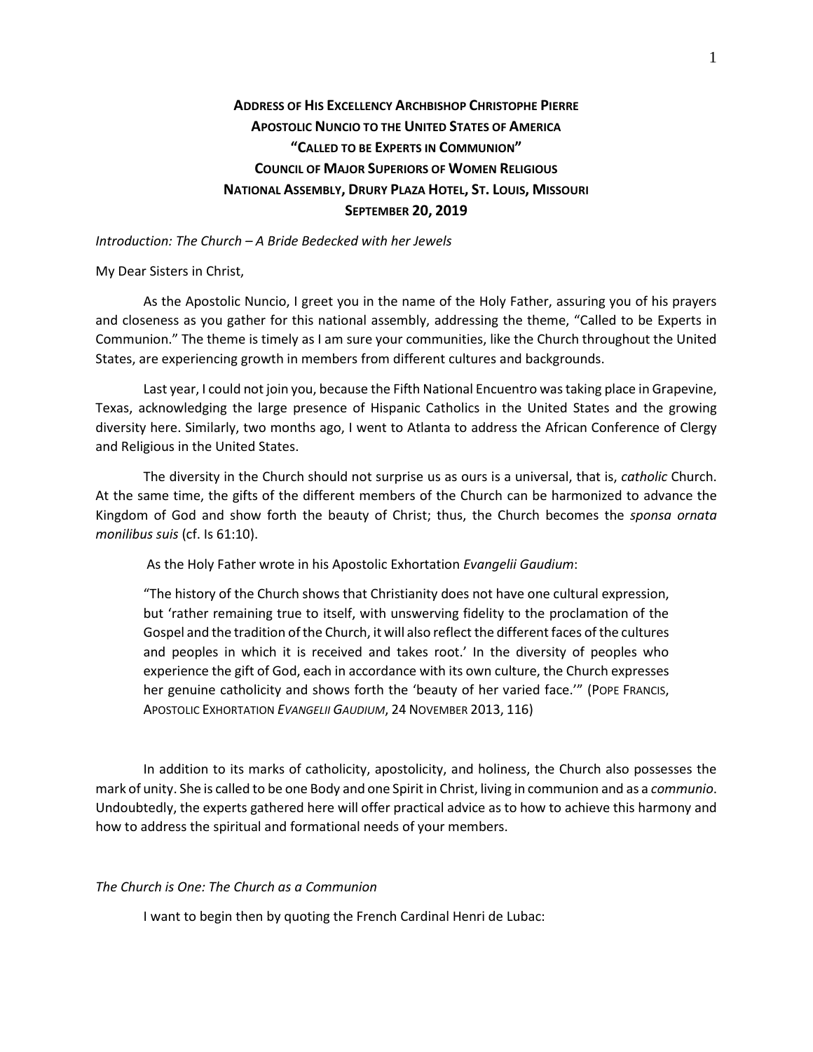# Address of His Excellency Archbishop Christophe Pierre
## Apostolic Nuncio to the United States of America
## "Called to be Experts in Communion"
## Council of Major Superiors of Women Religious
## National Assembly, Drury Plaza Hotel, St. Louis, Missouri
## September 20, 2019

*Introduction: The Church – A Bride Bedecked with her Jewels*

My Dear Sisters in Christ,

As the Apostolic Nuncio, I greet you in the name of the Holy Father, assuring you of his prayers and closeness as you gather for this national assembly, addressing the theme, "Called to be Experts in Communion." The theme is timely as I am sure your communities, like the Church throughout the United States, are experiencing growth in members from different cultures and backgrounds.

Last year, I could not join you, because the Fifth National Encuentro was taking place in Grapevine, Texas, acknowledging the large presence of Hispanic Catholics in the United States and the growing diversity here. Similarly, two months ago, I went to Atlanta to address the African Conference of Clergy and Religious in the United States.

The diversity in the Church should not surprise us as ours is a universal, that is, *catholic* Church. At the same time, the gifts of the different members of the Church can be harmonized to advance the Kingdom of God and show forth the beauty of Christ; thus, the Church becomes the *sponsa ornata monilibus suis* (cf. Is 61:10).

As the Holy Father wrote in his Apostolic Exhortation *Evangelii Gaudium*:

> "The history of the Church shows that Christianity does not have one cultural expression, but 'rather remaining true to itself, with unswerving fidelity to the proclamation of the Gospel and the tradition of the Church, it will also reflect the different faces of the cultures and peoples in which it is received and takes root.' In the diversity of peoples who experience the gift of God, each in accordance with its own culture, the Church expresses her genuine catholicity and shows forth the 'beauty of her varied face.'" (Pope Francis, Apostolic Exhortation *Evangelii Gaudium*, 24 November 2013, 116)

In addition to its marks of catholicity, apostolicity, and holiness, the Church also possesses the mark of unity. She is called to be one Body and one Spirit in Christ, living in communion and as a *communio*. Undoubtedly, the experts gathered here will offer practical advice as to how to achieve this harmony and how to address the spiritual and formational needs of your members.

*The Church is One: The Church as a Communion*

I want to begin then by quoting the French Cardinal Henri de Lubac: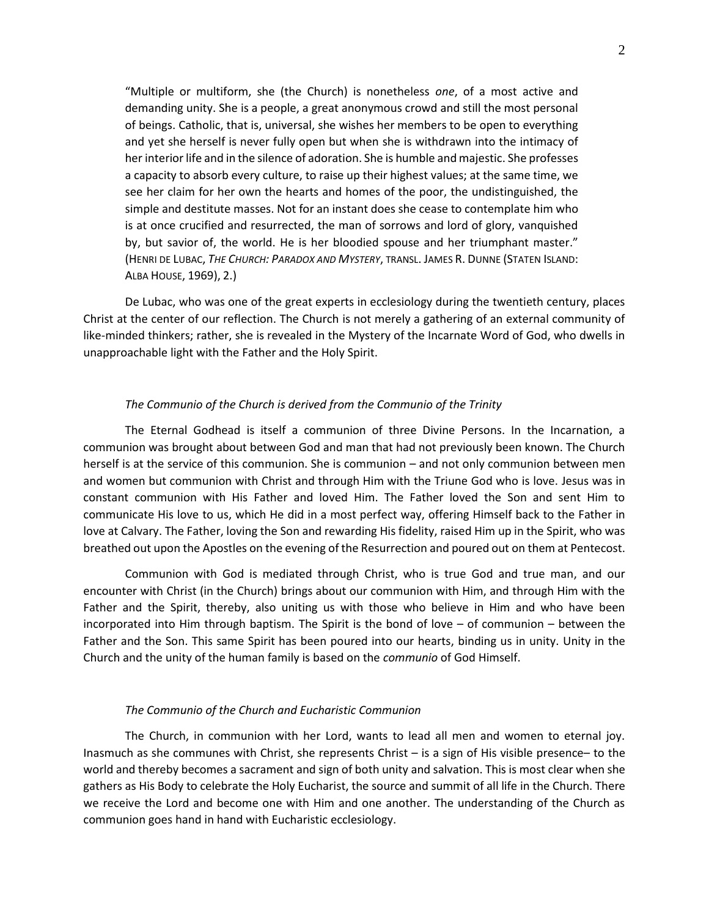> "Multiple or multiform, she (the Church) is nonetheless *one*, of a most active and demanding unity. She is a people, a great anonymous crowd and still the most personal of beings. Catholic, that is, universal, she wishes her members to be open to everything and yet she herself is never fully open but when she is withdrawn into the intimacy of her interior life and in the silence of adoration. She is humble and majestic. She professes a capacity to absorb every culture, to raise up their highest values; at the same time, we see her claim for her own the hearts and homes of the poor, the undistinguished, the simple and destitute masses. Not for an instant does she cease to contemplate him who is at once crucified and resurrected, the man of sorrows and lord of glory, vanquished by, but savior of, the world. He is her bloodied spouse and her triumphant master." (Henri de Lubac, *The Church: Paradox and Mystery*, transl. James R. Dunne (Staten Island: Alba House, 1969), 2.)

De Lubac, who was one of the great experts in ecclesiology during the twentieth century, places Christ at the center of our reflection. The Church is not merely a gathering of an external community of like-minded thinkers; rather, she is revealed in the Mystery of the Incarnate Word of God, who dwells in unapproachable light with the Father and the Holy Spirit.

### *The Communio of the Church is derived from the Communio of the Trinity*

The Eternal Godhead is itself a communion of three Divine Persons. In the Incarnation, a communion was brought about between God and man that had not previously been known. The Church herself is at the service of this communion. She is communion – and not only communion between men and women but communion with Christ and through Him with the Triune God who is love. Jesus was in constant communion with His Father and loved Him. The Father loved the Son and sent Him to communicate His love to us, which He did in a most perfect way, offering Himself back to the Father in love at Calvary. The Father, loving the Son and rewarding His fidelity, raised Him up in the Spirit, who was breathed out upon the Apostles on the evening of the Resurrection and poured out on them at Pentecost.

Communion with God is mediated through Christ, who is true God and true man, and our encounter with Christ (in the Church) brings about our communion with Him, and through Him with the Father and the Spirit, thereby, also uniting us with those who believe in Him and who have been incorporated into Him through baptism. The Spirit is the bond of love – of communion – between the Father and the Son. This same Spirit has been poured into our hearts, binding us in unity. Unity in the Church and the unity of the human family is based on the *communio* of God Himself.

### *The Communio of the Church and Eucharistic Communion*

The Church, in communion with her Lord, wants to lead all men and women to eternal joy. Inasmuch as she communes with Christ, she represents Christ – is a sign of His visible presence– to the world and thereby becomes a sacrament and sign of both unity and salvation. This is most clear when she gathers as His Body to celebrate the Holy Eucharist, the source and summit of all life in the Church. There we receive the Lord and become one with Him and one another. The understanding of the Church as communion goes hand in hand with Eucharistic ecclesiology.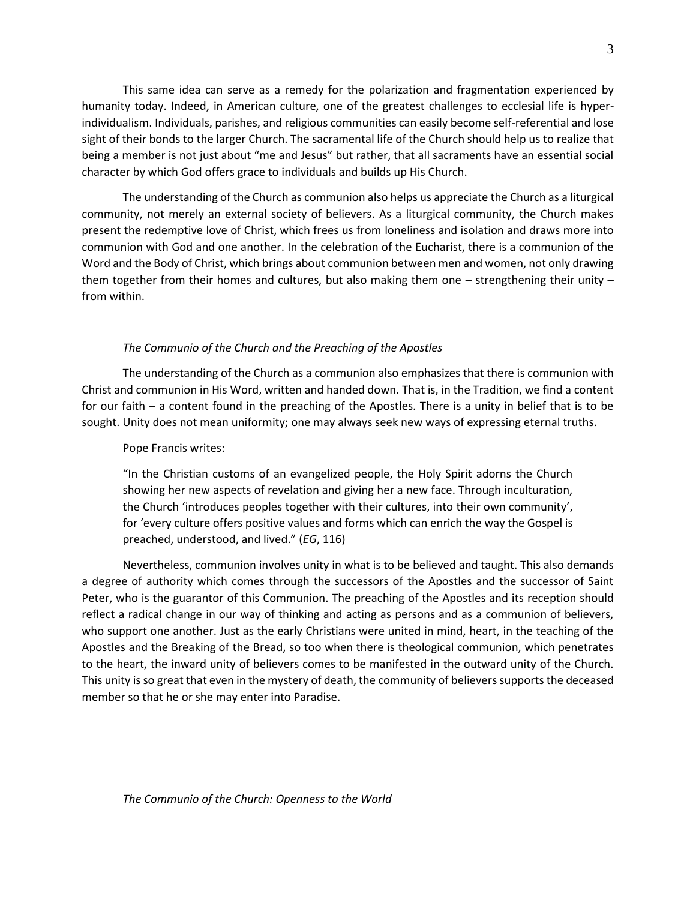This same idea can serve as a remedy for the polarization and fragmentation experienced by humanity today. Indeed, in American culture, one of the greatest challenges to ecclesial life is hyper-individualism. Individuals, parishes, and religious communities can easily become self-referential and lose sight of their bonds to the larger Church. The sacramental life of the Church should help us to realize that being a member is not just about "me and Jesus" but rather, that all sacraments have an essential social character by which God offers grace to individuals and builds up His Church.

The understanding of the Church as communion also helps us appreciate the Church as a liturgical community, not merely an external society of believers. As a liturgical community, the Church makes present the redemptive love of Christ, which frees us from loneliness and isolation and draws more into communion with God and one another. In the celebration of the Eucharist, there is a communion of the Word and the Body of Christ, which brings about communion between men and women, not only drawing them together from their homes and cultures, but also making them one – strengthening their unity – from within.

### *The Communio of the Church and the Preaching of the Apostles*

The understanding of the Church as a communion also emphasizes that there is communion with Christ and communion in His Word, written and handed down. That is, in the Tradition, we find a content for our faith – a content found in the preaching of the Apostles. There is a unity in belief that is to be sought. Unity does not mean uniformity; one may always seek new ways of expressing eternal truths.

Pope Francis writes:

> "In the Christian customs of an evangelized people, the Holy Spirit adorns the Church showing her new aspects of revelation and giving her a new face. Through inculturation, the Church 'introduces peoples together with their cultures, into their own community', for 'every culture offers positive values and forms which can enrich the way the Gospel is preached, understood, and lived." (*EG*, 116)

Nevertheless, communion involves unity in what is to be believed and taught. This also demands a degree of authority which comes through the successors of the Apostles and the successor of Saint Peter, who is the guarantor of this Communion. The preaching of the Apostles and its reception should reflect a radical change in our way of thinking and acting as persons and as a communion of believers, who support one another. Just as the early Christians were united in mind, heart, in the teaching of the Apostles and the Breaking of the Bread, so too when there is theological communion, which penetrates to the heart, the inward unity of believers comes to be manifested in the outward unity of the Church. This unity is so great that even in the mystery of death, the community of believers supports the deceased member so that he or she may enter into Paradise.

### *The Communio of the Church: Openness to the World*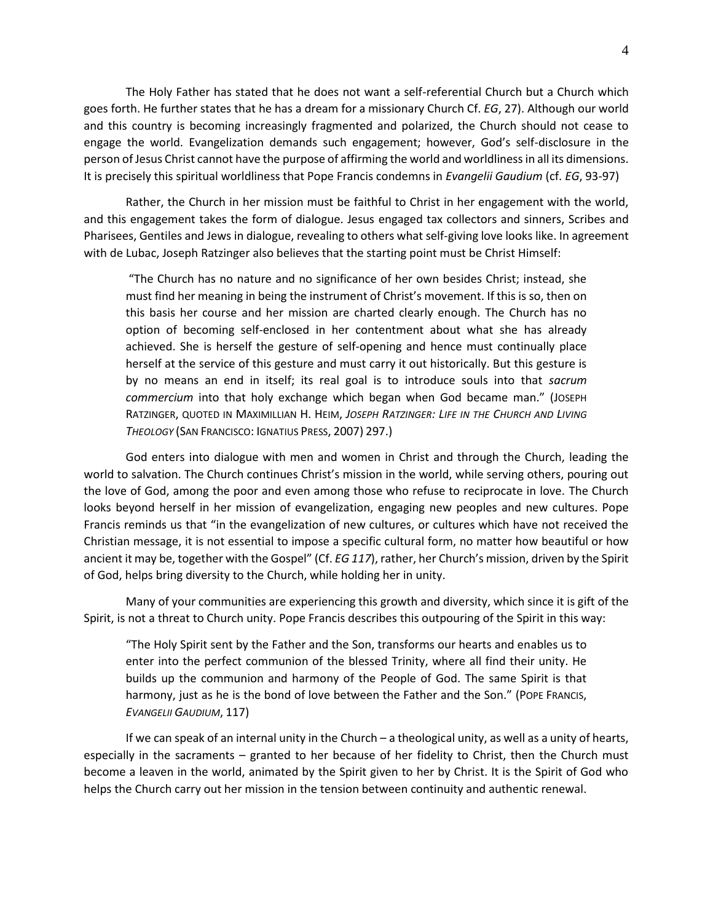The Holy Father has stated that he does not want a self-referential Church but a Church which goes forth. He further states that he has a dream for a missionary Church Cf. *EG*, 27). Although our world and this country is becoming increasingly fragmented and polarized, the Church should not cease to engage the world. Evangelization demands such engagement; however, God's self-disclosure in the person of Jesus Christ cannot have the purpose of affirming the world and worldliness in all its dimensions. It is precisely this spiritual worldliness that Pope Francis condemns in *Evangelii Gaudium* (cf. *EG*, 93-97)

Rather, the Church in her mission must be faithful to Christ in her engagement with the world, and this engagement takes the form of dialogue. Jesus engaged tax collectors and sinners, Scribes and Pharisees, Gentiles and Jews in dialogue, revealing to others what self-giving love looks like. In agreement with de Lubac, Joseph Ratzinger also believes that the starting point must be Christ Himself:

> "The Church has no nature and no significance of her own besides Christ; instead, she must find her meaning in being the instrument of Christ's movement. If this is so, then on this basis her course and her mission are charted clearly enough. The Church has no option of becoming self-enclosed in her contentment about what she has already achieved. She is herself the gesture of self-opening and hence must continually place herself at the service of this gesture and must carry it out historically. But this gesture is by no means an end in itself; its real goal is to introduce souls into that *sacrum commercium* into that holy exchange which began when God became man." (JOSEPH RATZINGER, QUOTED IN MAXIMILLIAN H. HEIM, *JOSEPH RATZINGER: LIFE IN THE CHURCH AND LIVING THEOLOGY* (SAN FRANCISCO: IGNATIUS PRESS, 2007) 297.)

God enters into dialogue with men and women in Christ and through the Church, leading the world to salvation. The Church continues Christ's mission in the world, while serving others, pouring out the love of God, among the poor and even among those who refuse to reciprocate in love. The Church looks beyond herself in her mission of evangelization, engaging new peoples and new cultures. Pope Francis reminds us that "in the evangelization of new cultures, or cultures which have not received the Christian message, it is not essential to impose a specific cultural form, no matter how beautiful or how ancient it may be, together with the Gospel" (Cf. *EG 117*), rather, her Church's mission, driven by the Spirit of God, helps bring diversity to the Church, while holding her in unity.

Many of your communities are experiencing this growth and diversity, which since it is gift of the Spirit, is not a threat to Church unity. Pope Francis describes this outpouring of the Spirit in this way:

> "The Holy Spirit sent by the Father and the Son, transforms our hearts and enables us to enter into the perfect communion of the blessed Trinity, where all find their unity. He builds up the communion and harmony of the People of God. The same Spirit is that harmony, just as he is the bond of love between the Father and the Son." (POPE FRANCIS, *EVANGELII GAUDIUM*, 117)

If we can speak of an internal unity in the Church – a theological unity, as well as a unity of hearts, especially in the sacraments – granted to her because of her fidelity to Christ, then the Church must become a leaven in the world, animated by the Spirit given to her by Christ. It is the Spirit of God who helps the Church carry out her mission in the tension between continuity and authentic renewal.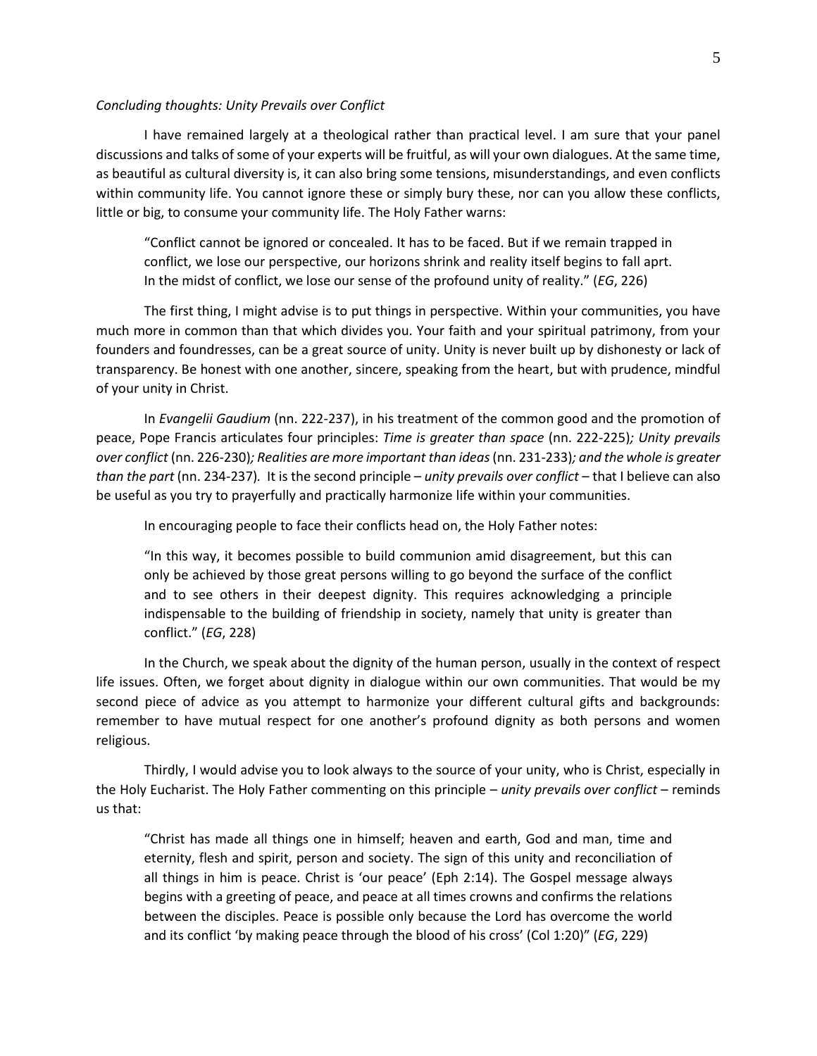*Concluding thoughts: Unity Prevails over Conflict*

I have remained largely at a theological rather than practical level. I am sure that your panel discussions and talks of some of your experts will be fruitful, as will your own dialogues. At the same time, as beautiful as cultural diversity is, it can also bring some tensions, misunderstandings, and even conflicts within community life. You cannot ignore these or simply bury these, nor can you allow these conflicts, little or big, to consume your community life. The Holy Father warns:

> "Conflict cannot be ignored or concealed. It has to be faced. But if we remain trapped in conflict, we lose our perspective, our horizons shrink and reality itself begins to fall aprt. In the midst of conflict, we lose our sense of the profound unity of reality." (*EG*, 226)

The first thing, I might advise is to put things in perspective. Within your communities, you have much more in common than that which divides you. Your faith and your spiritual patrimony, from your founders and foundresses, can be a great source of unity. Unity is never built up by dishonesty or lack of transparency. Be honest with one another, sincere, speaking from the heart, but with prudence, mindful of your unity in Christ.

In *Evangelii Gaudium* (nn. 222-237), in his treatment of the common good and the promotion of peace, Pope Francis articulates four principles: *Time is greater than space* (nn. 222-225)*; Unity prevails over conflict* (nn. 226-230)*; Realities are more important than ideas* (nn. 231-233)*; and the whole is greater than the part* (nn. 234-237). It is the second principle – *unity prevails over conflict* – that I believe can also be useful as you try to prayerfully and practically harmonize life within your communities.

In encouraging people to face their conflicts head on, the Holy Father notes:

> "In this way, it becomes possible to build communion amid disagreement, but this can only be achieved by those great persons willing to go beyond the surface of the conflict and to see others in their deepest dignity. This requires acknowledging a principle indispensable to the building of friendship in society, namely that unity is greater than conflict." (*EG*, 228)

In the Church, we speak about the dignity of the human person, usually in the context of respect life issues. Often, we forget about dignity in dialogue within our own communities. That would be my second piece of advice as you attempt to harmonize your different cultural gifts and backgrounds: remember to have mutual respect for one another's profound dignity as both persons and women religious.

Thirdly, I would advise you to look always to the source of your unity, who is Christ, especially in the Holy Eucharist. The Holy Father commenting on this principle – *unity prevails over conflict* – reminds us that:

> "Christ has made all things one in himself; heaven and earth, God and man, time and eternity, flesh and spirit, person and society. The sign of this unity and reconciliation of all things in him is peace. Christ is 'our peace' (Eph 2:14). The Gospel message always begins with a greeting of peace, and peace at all times crowns and confirms the relations between the disciples. Peace is possible only because the Lord has overcome the world and its conflict 'by making peace through the blood of his cross' (Col 1:20)" (*EG*, 229)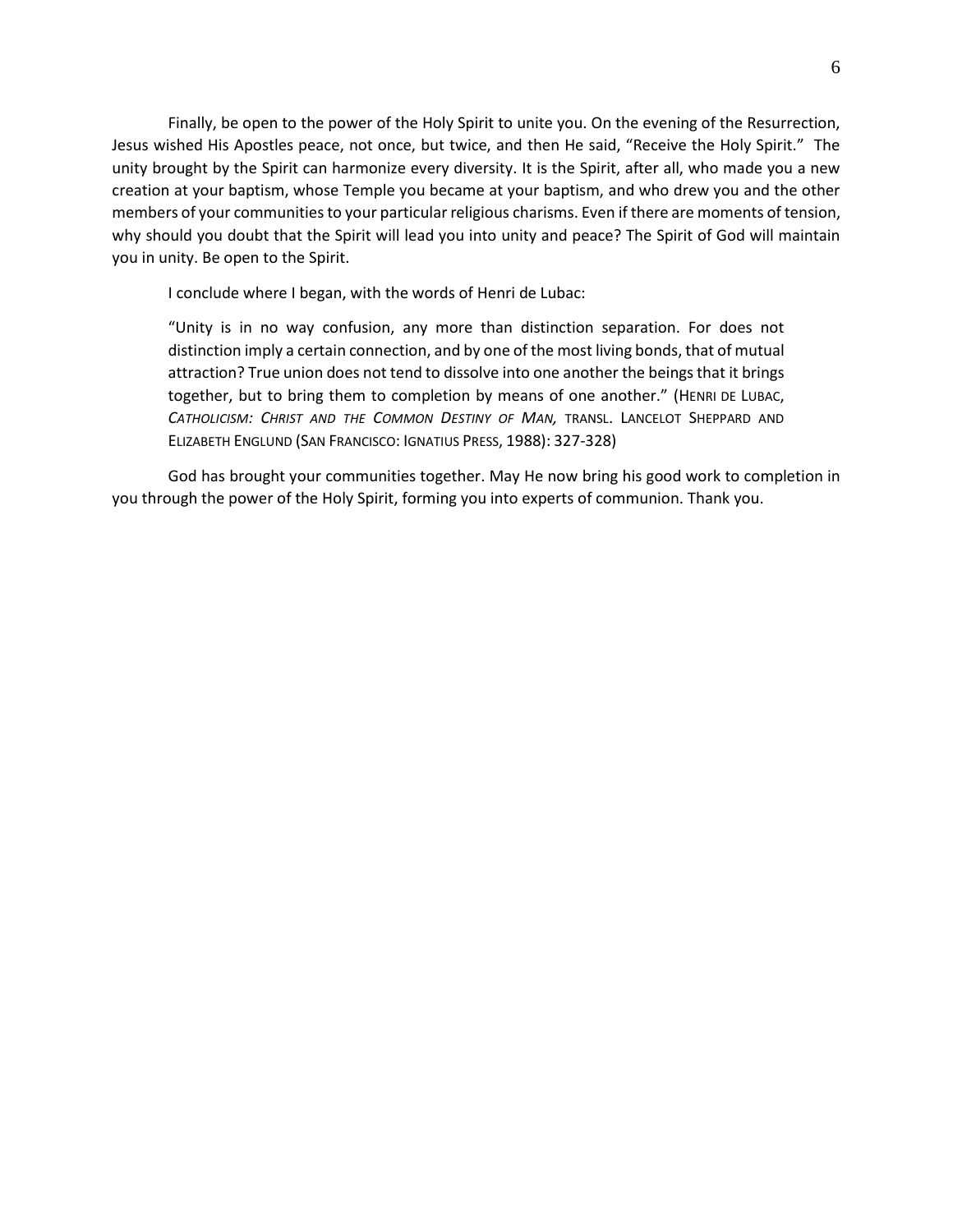Finally, be open to the power of the Holy Spirit to unite you. On the evening of the Resurrection, Jesus wished His Apostles peace, not once, but twice, and then He said, "Receive the Holy Spirit." The unity brought by the Spirit can harmonize every diversity. It is the Spirit, after all, who made you a new creation at your baptism, whose Temple you became at your baptism, and who drew you and the other members of your communities to your particular religious charisms. Even if there are moments of tension, why should you doubt that the Spirit will lead you into unity and peace? The Spirit of God will maintain you in unity. Be open to the Spirit.

I conclude where I began, with the words of Henri de Lubac:

> "Unity is in no way confusion, any more than distinction separation. For does not distinction imply a certain connection, and by one of the most living bonds, that of mutual attraction? True union does not tend to dissolve into one another the beings that it brings together, but to bring them to completion by means of one another." (HENRI DE LUBAC, *CATHOLICISM: CHRIST AND THE COMMON DESTINY OF MAN,* TRANSL. LANCELOT SHEPPARD AND ELIZABETH ENGLUND (SAN FRANCISCO: IGNATIUS PRESS, 1988): 327-328)

God has brought your communities together. May He now bring his good work to completion in you through the power of the Holy Spirit, forming you into experts of communion. Thank you.